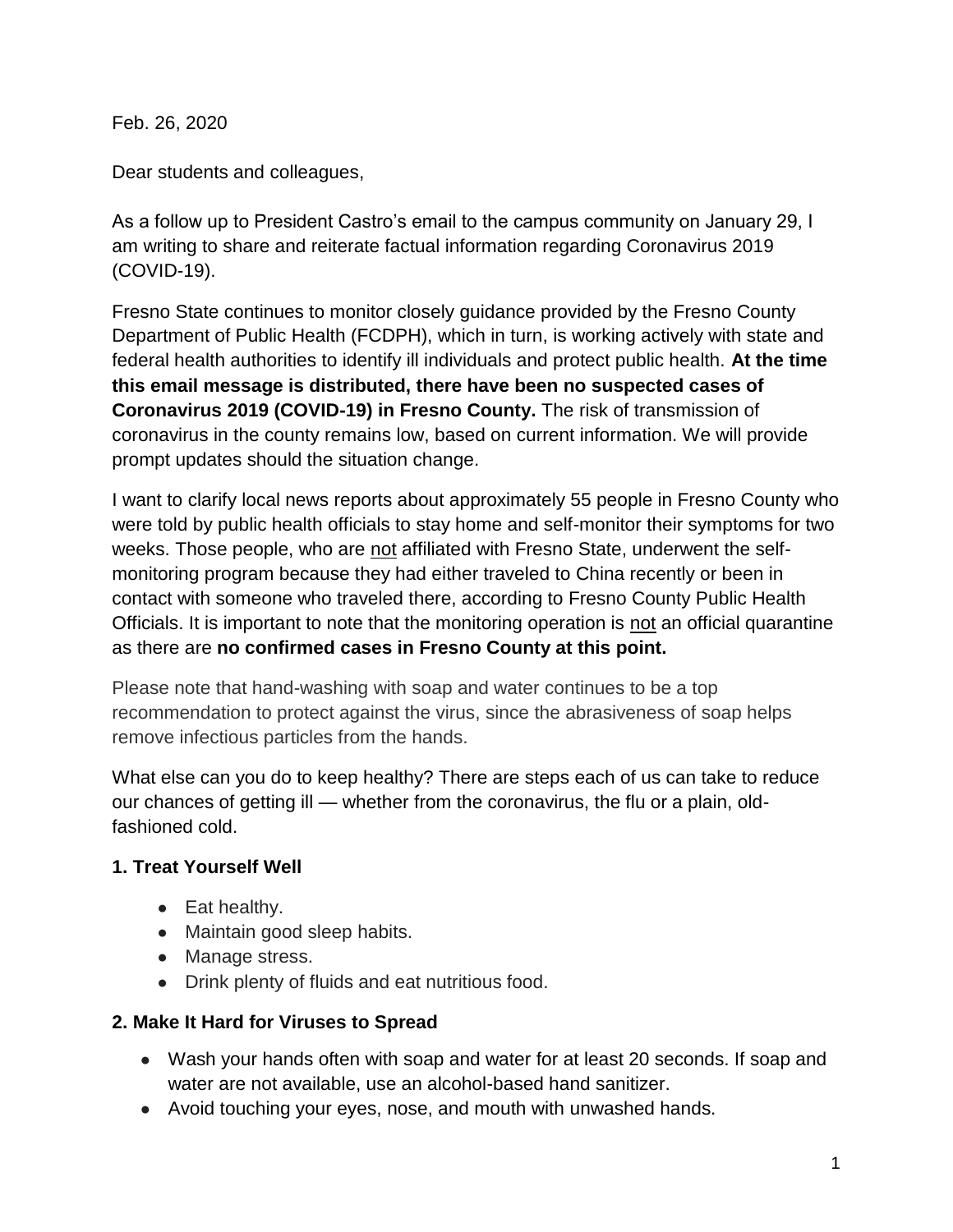Feb. 26, 2020

Dear students and colleagues,

As a follow up to President Castro's email to the campus community on January 29, I am writing to share and reiterate factual information regarding Coronavirus 2019 (COVID-19).

Fresno State continues to monitor closely guidance provided by the Fresno County Department of Public Health (FCDPH), which in turn, is working actively with state and federal health authorities to identify ill individuals and protect public health. **At the time this email message is distributed, there have been no suspected cases of Coronavirus 2019 (COVID-19) in Fresno County.** The risk of transmission of coronavirus in the county remains low, based on current information. We will provide prompt updates should the situation change.

I want to clarify local news reports about approximately 55 people in Fresno County who were told by public health officials to stay home and self-monitor their symptoms for two weeks. Those people, who are <u>not</u> affiliated with Fresno State, underwent the self-monitoring program because they had either traveled to China recently or been in contact with someone who traveled there, according to Fresno County Public Health Officials. It is important to note that the monitoring operation is <u>not</u> an official quarantine as there are **no confirmed cases in Fresno County at this point.**

Please note that hand-washing with soap and water continues to be a top recommendation to protect against the virus, since the abrasiveness of soap helps remove infectious particles from the hands.

What else can you do to keep healthy? There are steps each of us can take to reduce our chances of getting ill — whether from the coronavirus, the flu or a plain, old-fashioned cold.

### 1. Treat Yourself Well

- Eat healthy.
- Maintain good sleep habits.
- Manage stress.
- Drink plenty of fluids and eat nutritious food.

### 2. Make It Hard for Viruses to Spread

- Wash your hands often with soap and water for at least 20 seconds. If soap and water are not available, use an alcohol-based hand sanitizer.
- Avoid touching your eyes, nose, and mouth with unwashed hands.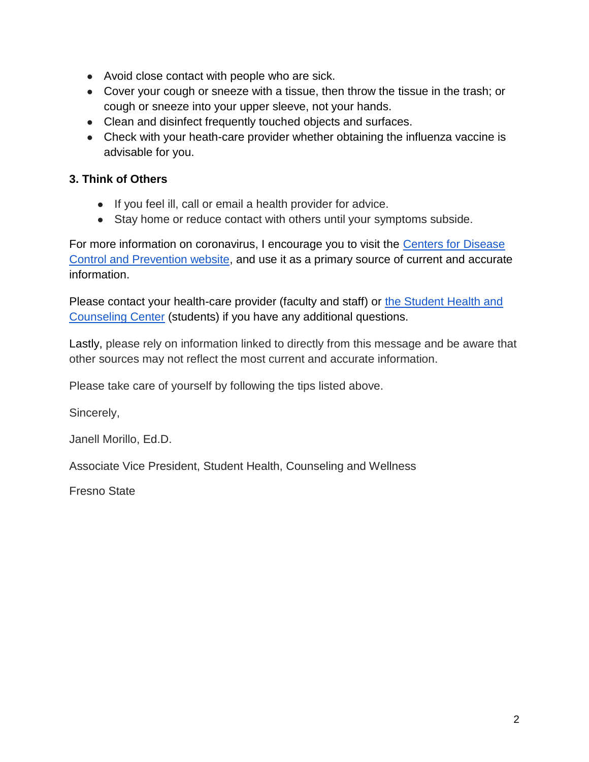- Avoid close contact with people who are sick.
- Cover your cough or sneeze with a tissue, then throw the tissue in the trash; or cough or sneeze into your upper sleeve, not your hands.
- Clean and disinfect frequently touched objects and surfaces.
- Check with your heath-care provider whether obtaining the influenza vaccine is advisable for you.

**3. Think of Others**

- If you feel ill, call or email a health provider for advice.
- Stay home or reduce contact with others until your symptoms subside.

For more information on coronavirus, I encourage you to visit the Centers for Disease Control and Prevention website, and use it as a primary source of current and accurate information.

Please contact your health-care provider (faculty and staff) or the Student Health and Counseling Center (students) if you have any additional questions.

Lastly, please rely on information linked to directly from this message and be aware that other sources may not reflect the most current and accurate information.

Please take care of yourself by following the tips listed above.

Sincerely,

Janell Morillo, Ed.D.

Associate Vice President, Student Health, Counseling and Wellness

Fresno State